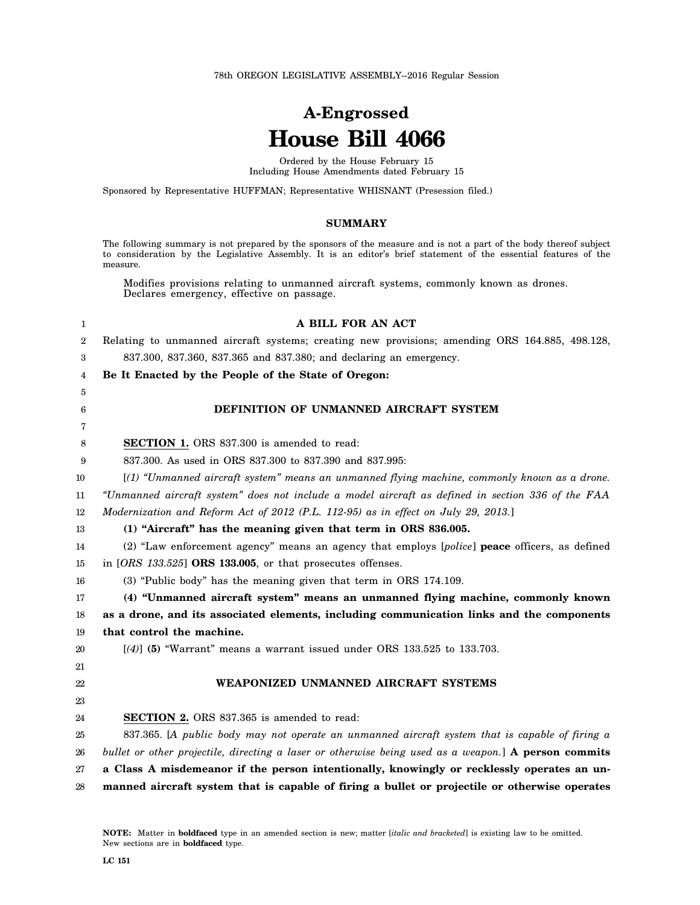78th OREGON LEGISLATIVE ASSEMBLY--2016 Regular Session

# A-Engrossed
# House Bill 4066

Ordered by the House February 15
Including House Amendments dated February 15

Sponsored by Representative HUFFMAN; Representative WHISNANT (Presession filed.)

## SUMMARY

The following summary is not prepared by the sponsors of the measure and is not a part of the body thereof subject to consideration by the Legislative Assembly. It is an editor's brief statement of the essential features of the measure.

Modifies provisions relating to unmanned aircraft systems, commonly known as drones. Declares emergency, effective on passage.

## A BILL FOR AN ACT

Relating to unmanned aircraft systems; creating new provisions; amending ORS 164.885, 498.128, 837.300, 837.360, 837.365 and 837.380; and declaring an emergency.

**Be It Enacted by the People of the State of Oregon:**

### DEFINITION OF UNMANNED AIRCRAFT SYSTEM

**SECTION 1.** ORS 837.300 is amended to read:

837.300. As used in ORS 837.300 to 837.390 and 837.995:

[*(1) "Unmanned aircraft system" means an unmanned flying machine, commonly known as a drone. "Unmanned aircraft system" does not include a model aircraft as defined in section 336 of the FAA Modernization and Reform Act of 2012 (P.L. 112-95) as in effect on July 29, 2013.*]

**(1) "Aircraft" has the meaning given that term in ORS 836.005.**

(2) "Law enforcement agency" means an agency that employs [*police*] **peace** officers, as defined in [*ORS 133.525*] **ORS 133.005**, or that prosecutes offenses.

(3) "Public body" has the meaning given that term in ORS 174.109.

**(4) "Unmanned aircraft system" means an unmanned flying machine, commonly known as a drone, and its associated elements, including communication links and the components that control the machine.**

[*(4)*] **(5)** "Warrant" means a warrant issued under ORS 133.525 to 133.703.

### WEAPONIZED UNMANNED AIRCRAFT SYSTEMS

**SECTION 2.** ORS 837.365 is amended to read:

837.365. [*A public body may not operate an unmanned aircraft system that is capable of firing a bullet or other projectile, directing a laser or otherwise being used as a weapon.*] **A person commits a Class A misdemeanor if the person intentionally, knowingly or recklessly operates an unmanned aircraft system that is capable of firing a bullet or projectile or otherwise operates**

NOTE: Matter in **boldfaced** type in an amended section is new; matter [*italic and bracketed*] is existing law to be omitted. New sections are in **boldfaced** type.

LC 151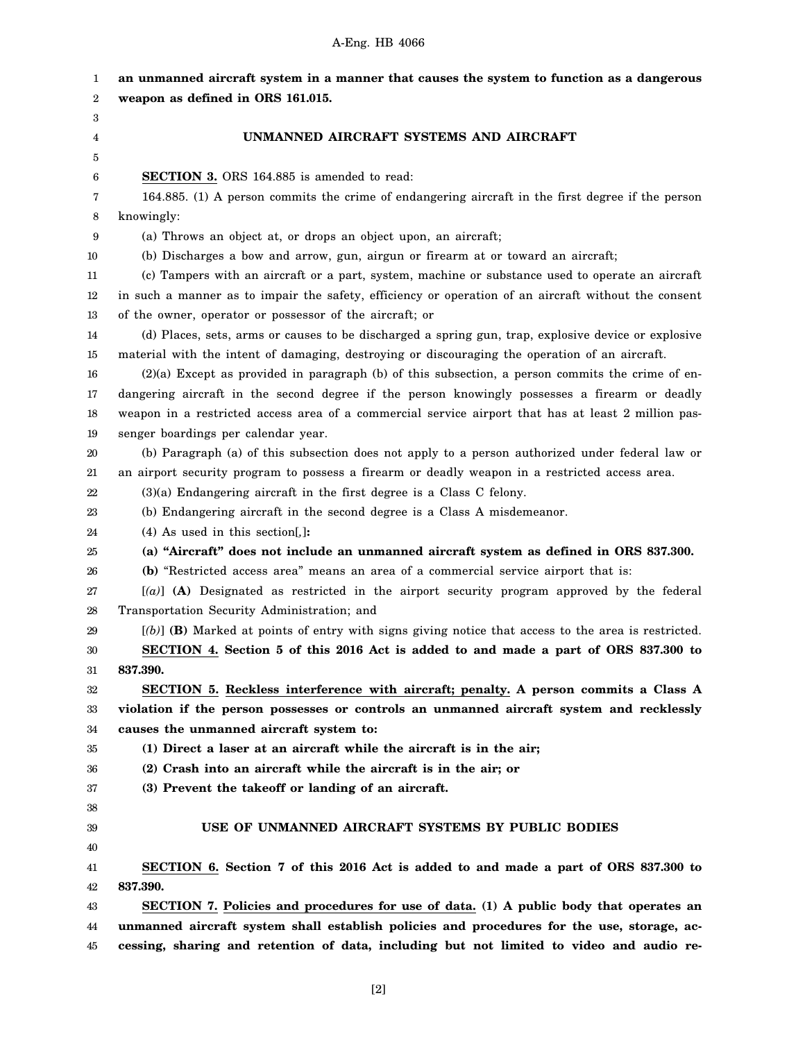**an unmanned aircraft system in a manner that causes the system to function as a dangerous weapon as defined in ORS 161.015.**

## UNMANNED AIRCRAFT SYSTEMS AND AIRCRAFT

**SECTION 3.** ORS 164.885 is amended to read:

164.885. (1) A person commits the crime of endangering aircraft in the first degree if the person knowingly:

(a) Throws an object at, or drops an object upon, an aircraft;

(b) Discharges a bow and arrow, gun, airgun or firearm at or toward an aircraft;

(c) Tampers with an aircraft or a part, system, machine or substance used to operate an aircraft in such a manner as to impair the safety, efficiency or operation of an aircraft without the consent of the owner, operator or possessor of the aircraft; or

(d) Places, sets, arms or causes to be discharged a spring gun, trap, explosive device or explosive material with the intent of damaging, destroying or discouraging the operation of an aircraft.

(2)(a) Except as provided in paragraph (b) of this subsection, a person commits the crime of endangering aircraft in the second degree if the person knowingly possesses a firearm or deadly weapon in a restricted access area of a commercial service airport that has at least 2 million passenger boardings per calendar year.

(b) Paragraph (a) of this subsection does not apply to a person authorized under federal law or an airport security program to possess a firearm or deadly weapon in a restricted access area.

(3)(a) Endangering aircraft in the first degree is a Class C felony.

(b) Endangering aircraft in the second degree is a Class A misdemeanor.

(4) As used in this section[,]**:**

**(a) "Aircraft" does not include an unmanned aircraft system as defined in ORS 837.300.**

**(b)** "Restricted access area" means an area of a commercial service airport that is:

[*(a)*] **(A)** Designated as restricted in the airport security program approved by the federal Transportation Security Administration; and

[*(b)*] **(B)** Marked at points of entry with signs giving notice that access to the area is restricted.

**SECTION 4. Section 5 of this 2016 Act is added to and made a part of ORS 837.300 to 837.390.**

**SECTION 5. Reckless interference with aircraft; penalty. A person commits a Class A violation if the person possesses or controls an unmanned aircraft system and recklessly causes the unmanned aircraft system to:**

**(1) Direct a laser at an aircraft while the aircraft is in the air;**

**(2) Crash into an aircraft while the aircraft is in the air; or**

**(3) Prevent the takeoff or landing of an aircraft.**

## USE OF UNMANNED AIRCRAFT SYSTEMS BY PUBLIC BODIES

**SECTION 6. Section 7 of this 2016 Act is added to and made a part of ORS 837.300 to 837.390.**

**SECTION 7. Policies and procedures for use of data. (1) A public body that operates an unmanned aircraft system shall establish policies and procedures for the use, storage, accessing, sharing and retention of data, including but not limited to video and audio re-**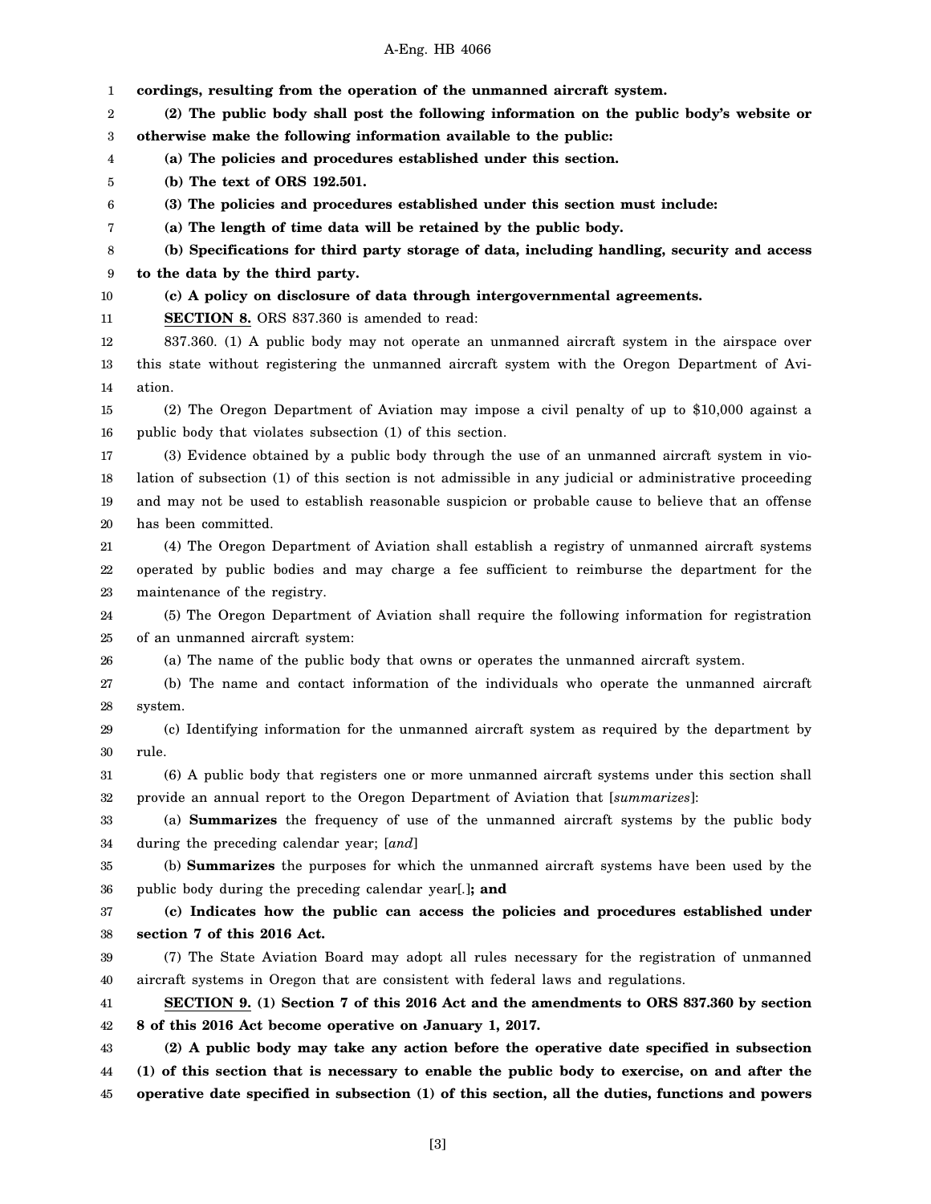**cordings, resulting from the operation of the unmanned aircraft system.**

**(2) The public body shall post the following information on the public body's website or otherwise make the following information available to the public:**

**(a) The policies and procedures established under this section.**

**(b) The text of ORS 192.501.**

**(3) The policies and procedures established under this section must include:**

**(a) The length of time data will be retained by the public body.**

**(b) Specifications for third party storage of data, including handling, security and access to the data by the third party.**

**(c) A policy on disclosure of data through intergovernmental agreements.**

**SECTION 8.** ORS 837.360 is amended to read:

837.360. (1) A public body may not operate an unmanned aircraft system in the airspace over this state without registering the unmanned aircraft system with the Oregon Department of Aviation.

(2) The Oregon Department of Aviation may impose a civil penalty of up to $10,000 against a public body that violates subsection (1) of this section.

(3) Evidence obtained by a public body through the use of an unmanned aircraft system in violation of subsection (1) of this section is not admissible in any judicial or administrative proceeding and may not be used to establish reasonable suspicion or probable cause to believe that an offense has been committed.

(4) The Oregon Department of Aviation shall establish a registry of unmanned aircraft systems operated by public bodies and may charge a fee sufficient to reimburse the department for the maintenance of the registry.

(5) The Oregon Department of Aviation shall require the following information for registration of an unmanned aircraft system:

(a) The name of the public body that owns or operates the unmanned aircraft system.

(b) The name and contact information of the individuals who operate the unmanned aircraft system.

(c) Identifying information for the unmanned aircraft system as required by the department by rule.

(6) A public body that registers one or more unmanned aircraft systems under this section shall provide an annual report to the Oregon Department of Aviation that [*summarizes*]:

(a) **Summarizes** the frequency of use of the unmanned aircraft systems by the public body during the preceding calendar year; [*and*]

(b) **Summarizes** the purposes for which the unmanned aircraft systems have been used by the public body during the preceding calendar year[*.*]**; and**

**(c) Indicates how the public can access the policies and procedures established under section 7 of this 2016 Act.**

(7) The State Aviation Board may adopt all rules necessary for the registration of unmanned aircraft systems in Oregon that are consistent with federal laws and regulations.

**SECTION 9. (1) Section 7 of this 2016 Act and the amendments to ORS 837.360 by section 8 of this 2016 Act become operative on January 1, 2017.**

**(2) A public body may take any action before the operative date specified in subsection (1) of this section that is necessary to enable the public body to exercise, on and after the operative date specified in subsection (1) of this section, all the duties, functions and powers**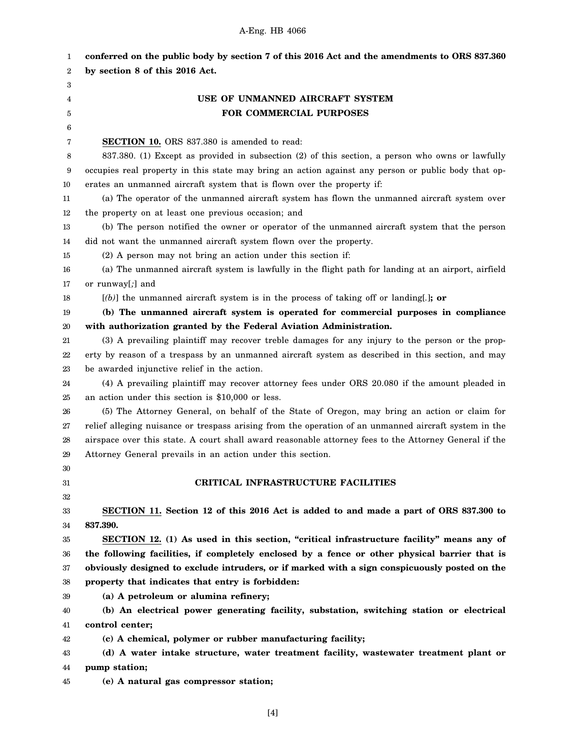**conferred on the public body by section 7 of this 2016 Act and the amendments to ORS 837.360 by section 8 of this 2016 Act.**

## USE OF UNMANNED AIRCRAFT SYSTEM FOR COMMERCIAL PURPOSES

**SECTION 10.** ORS 837.380 is amended to read:

837.380. (1) Except as provided in subsection (2) of this section, a person who owns or lawfully occupies real property in this state may bring an action against any person or public body that operates an unmanned aircraft system that is flown over the property if:

(a) The operator of the unmanned aircraft system has flown the unmanned aircraft system over the property on at least one previous occasion; and

(b) The person notified the owner or operator of the unmanned aircraft system that the person did not want the unmanned aircraft system flown over the property.

(2) A person may not bring an action under this section if:

(a) The unmanned aircraft system is lawfully in the flight path for landing at an airport, airfield or runway[*;*] and

[*(b)*] the unmanned aircraft system is in the process of taking off or landing[*.*]**; or**

**(b) The unmanned aircraft system is operated for commercial purposes in compliance with authorization granted by the Federal Aviation Administration.**

(3) A prevailing plaintiff may recover treble damages for any injury to the person or the property by reason of a trespass by an unmanned aircraft system as described in this section, and may be awarded injunctive relief in the action.

(4) A prevailing plaintiff may recover attorney fees under ORS 20.080 if the amount pleaded in an action under this section is $10,000 or less.

(5) The Attorney General, on behalf of the State of Oregon, may bring an action or claim for relief alleging nuisance or trespass arising from the operation of an unmanned aircraft system in the airspace over this state. A court shall award reasonable attorney fees to the Attorney General if the Attorney General prevails in an action under this section.

## CRITICAL INFRASTRUCTURE FACILITIES

**SECTION 11. Section 12 of this 2016 Act is added to and made a part of ORS 837.300 to 837.390.**

**SECTION 12. (1) As used in this section, "critical infrastructure facility" means any of the following facilities, if completely enclosed by a fence or other physical barrier that is obviously designed to exclude intruders, or if marked with a sign conspicuously posted on the property that indicates that entry is forbidden:**

**(a) A petroleum or alumina refinery;**

**(b) An electrical power generating facility, substation, switching station or electrical control center;**

**(c) A chemical, polymer or rubber manufacturing facility;**

**(d) A water intake structure, water treatment facility, wastewater treatment plant or pump station;**

**(e) A natural gas compressor station;**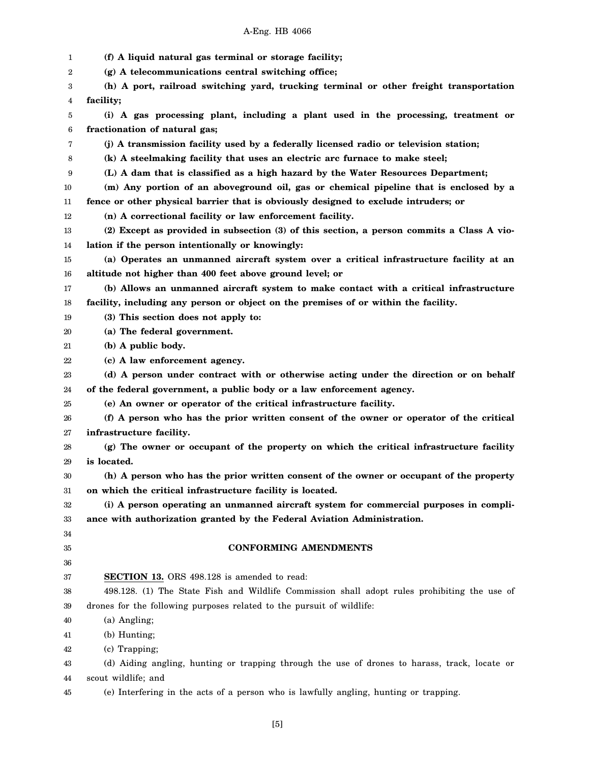**(f) A liquid natural gas terminal or storage facility;**

**(g) A telecommunications central switching office;**

**(h) A port, railroad switching yard, trucking terminal or other freight transportation facility;**

**(i) A gas processing plant, including a plant used in the processing, treatment or fractionation of natural gas;**

**(j) A transmission facility used by a federally licensed radio or television station;**

**(k) A steelmaking facility that uses an electric arc furnace to make steel;**

**(L) A dam that is classified as a high hazard by the Water Resources Department;**

**(m) Any portion of an aboveground oil, gas or chemical pipeline that is enclosed by a fence or other physical barrier that is obviously designed to exclude intruders; or**

**(n) A correctional facility or law enforcement facility.**

**(2) Except as provided in subsection (3) of this section, a person commits a Class A violation if the person intentionally or knowingly:**

**(a) Operates an unmanned aircraft system over a critical infrastructure facility at an altitude not higher than 400 feet above ground level; or**

**(b) Allows an unmanned aircraft system to make contact with a critical infrastructure facility, including any person or object on the premises of or within the facility.**

**(3) This section does not apply to:**

**(a) The federal government.**

**(b) A public body.**

**(c) A law enforcement agency.**

**(d) A person under contract with or otherwise acting under the direction or on behalf of the federal government, a public body or a law enforcement agency.**

**(e) An owner or operator of the critical infrastructure facility.**

**(f) A person who has the prior written consent of the owner or operator of the critical infrastructure facility.**

**(g) The owner or occupant of the property on which the critical infrastructure facility is located.**

**(h) A person who has the prior written consent of the owner or occupant of the property on which the critical infrastructure facility is located.**

**(i) A person operating an unmanned aircraft system for commercial purposes in compliance with authorization granted by the Federal Aviation Administration.**

## CONFORMING AMENDMENTS

**SECTION 13.** ORS 498.128 is amended to read:

498.128. (1) The State Fish and Wildlife Commission shall adopt rules prohibiting the use of drones for the following purposes related to the pursuit of wildlife:

(a) Angling;

(b) Hunting;

(c) Trapping;

(d) Aiding angling, hunting or trapping through the use of drones to harass, track, locate or scout wildlife; and

(e) Interfering in the acts of a person who is lawfully angling, hunting or trapping.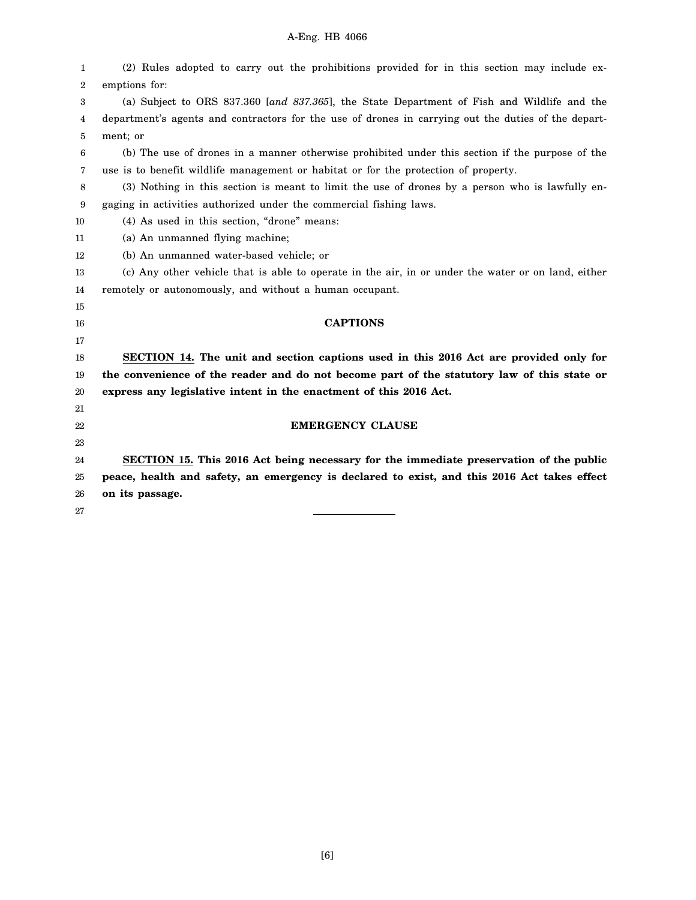(2) Rules adopted to carry out the prohibitions provided for in this section may include exemptions for:

(a) Subject to ORS 837.360 [*and 837.365*], the State Department of Fish and Wildlife and the department's agents and contractors for the use of drones in carrying out the duties of the department; or

(b) The use of drones in a manner otherwise prohibited under this section if the purpose of the use is to benefit wildlife management or habitat or for the protection of property.

(3) Nothing in this section is meant to limit the use of drones by a person who is lawfully engaging in activities authorized under the commercial fishing laws.

(4) As used in this section, "drone" means:

(a) An unmanned flying machine;

(b) An unmanned water-based vehicle; or

(c) Any other vehicle that is able to operate in the air, in or under the water or on land, either remotely or autonomously, and without a human occupant.

## CAPTIONS

**SECTION 14. The unit and section captions used in this 2016 Act are provided only for the convenience of the reader and do not become part of the statutory law of this state or express any legislative intent in the enactment of this 2016 Act.**

## EMERGENCY CLAUSE

**SECTION 15. This 2016 Act being necessary for the immediate preservation of the public peace, health and safety, an emergency is declared to exist, and this 2016 Act takes effect on its passage.**